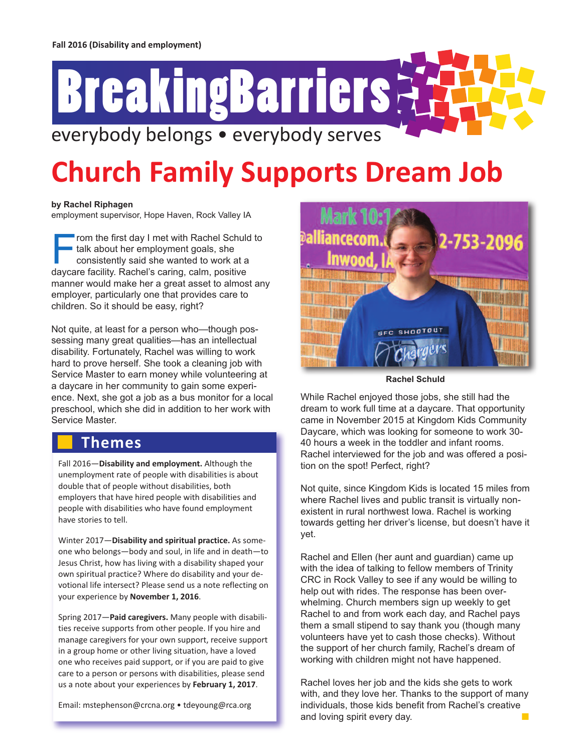Fall 2016 (Disability and employment)

# BreakingBarriers

everybody belongs • everybody serves

# Church Family Supports Dream Job

**by Rachel Riphagen**
employment supervisor, Hope Haven, Rock Valley IA

From the first day I met with Rachel Schuld to talk about her employment goals, she consistently said she wanted to work at a daycare facility. Rachel's caring, calm, positive manner would make her a great asset to almost any employer, particularly one that provides care to children. So it should be easy, right?

Not quite, at least for a person who—though possessing many great qualities—has an intellectual disability. Fortunately, Rachel was willing to work hard to prove herself. She took a cleaning job with Service Master to earn money while volunteering at a daycare in her community to gain some experience. Next, she got a job as a bus monitor for a local preschool, which she did in addition to her work with Service Master.

**Rachel Schuld**

While Rachel enjoyed those jobs, she still had the dream to work full time at a daycare. That opportunity came in November 2015 at Kingdom Kids Community Daycare, which was looking for someone to work 30-40 hours a week in the toddler and infant rooms. Rachel interviewed for the job and was offered a position on the spot! Perfect, right?

Not quite, since Kingdom Kids is located 15 miles from where Rachel lives and public transit is virtually nonexistent in rural northwest Iowa. Rachel is working towards getting her driver's license, but doesn't have it yet.

Rachel and Ellen (her aunt and guardian) came up with the idea of talking to fellow members of Trinity CRC in Rock Valley to see if any would be willing to help out with rides. The response has been overwhelming. Church members sign up weekly to get Rachel to and from work each day, and Rachel pays them a small stipend to say thank you (though many volunteers have yet to cash those checks). Without the support of her church family, Rachel's dream of working with children might not have happened.

Rachel loves her job and the kids she gets to work with, and they love her. Thanks to the support of many individuals, those kids benefit from Rachel's creative and loving spirit every day.

## Themes

Fall 2016—**Disability and employment.** Although the unemployment rate of people with disabilities is about double that of people without disabilities, both employers that have hired people with disabilities and people with disabilities who have found employment have stories to tell.

Winter 2017—**Disability and spiritual practice.** As someone who belongs—body and soul, in life and in death—to Jesus Christ, how has living with a disability shaped your own spiritual practice? Where do disability and your devotional life intersect? Please send us a note reflecting on your experience by **November 1, 2016**.

Spring 2017—**Paid caregivers.** Many people with disabilities receive supports from other people. If you hire and manage caregivers for your own support, receive support in a group home or other living situation, have a loved one who receives paid support, or if you are paid to give care to a person or persons with disabilities, please send us a note about your experiences by **February 1, 2017**.

Email: mstephenson@crcna.org • tdeyoung@rca.org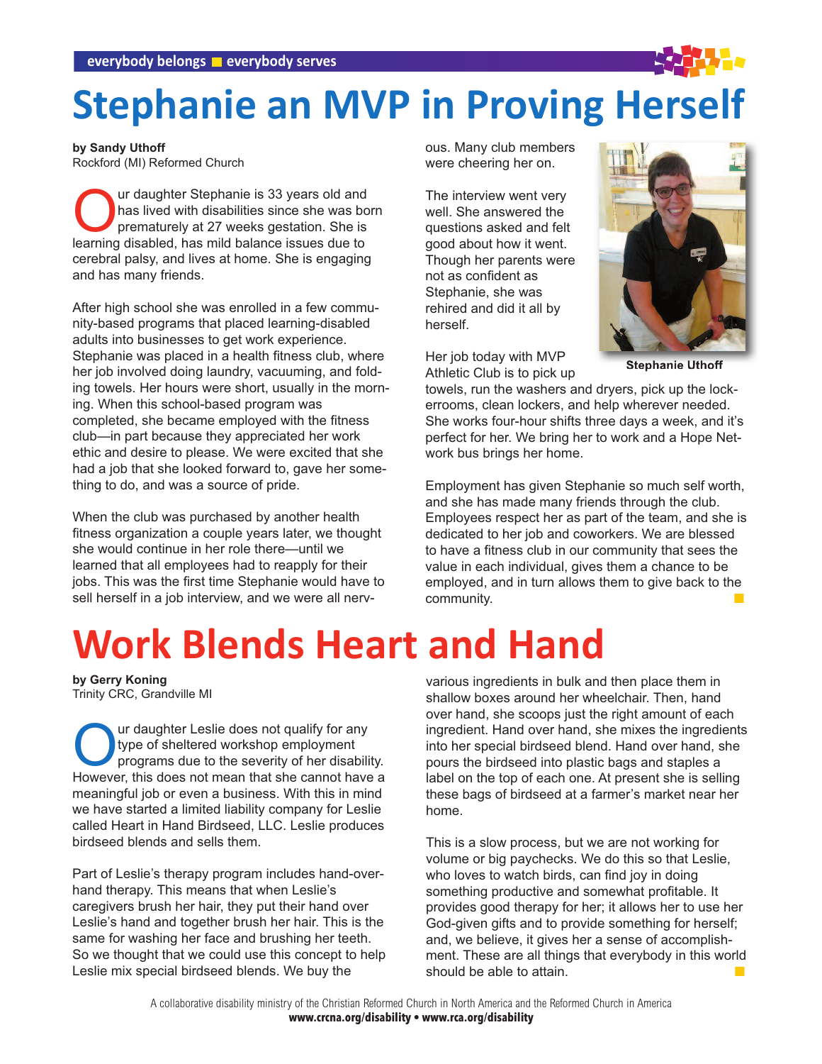# Stephanie an MVP in Proving Herself

**by Sandy Uthoff**
Rockford (MI) Reformed Church

Our daughter Stephanie is 33 years old and has lived with disabilities since she was born prematurely at 27 weeks gestation. She is learning disabled, has mild balance issues due to cerebral palsy, and lives at home. She is engaging and has many friends.

After high school she was enrolled in a few community-based programs that placed learning-disabled adults into businesses to get work experience. Stephanie was placed in a health fitness club, where her job involved doing laundry, vacuuming, and folding towels. Her hours were short, usually in the morning. When this school-based program was completed, she became employed with the fitness club—in part because they appreciated her work ethic and desire to please. We were excited that she had a job that she looked forward to, gave her something to do, and was a source of pride.

When the club was purchased by another health fitness organization a couple years later, we thought she would continue in her role there—until we learned that all employees had to reapply for their jobs. This was the first time Stephanie would have to sell herself in a job interview, and we were all nervous. Many club members were cheering her on.

The interview went very well. She answered the questions asked and felt good about how it went. Though her parents were not as confident as Stephanie, she was rehired and did it all by herself.

Stephanie Uthoff

Her job today with MVP Athletic Club is to pick up towels, run the washers and dryers, pick up the lockerooms, clean lockers, and help wherever needed. She works four-hour shifts three days a week, and it's perfect for her. We bring her to work and a Hope Network bus brings her home.

Employment has given Stephanie so much self worth, and she has made many friends through the club. Employees respect her as part of the team, and she is dedicated to her job and coworkers. We are blessed to have a fitness club in our community that sees the value in each individual, gives them a chance to be employed, and in turn allows them to give back to the community.

# Work Blends Heart and Hand

**by Gerry Koning**
Trinity CRC, Grandville MI

Our daughter Leslie does not qualify for any type of sheltered workshop employment programs due to the severity of her disability. However, this does not mean that she cannot have a meaningful job or even a business. With this in mind we have started a limited liability company for Leslie called Heart in Hand Birdseed, LLC. Leslie produces birdseed blends and sells them.

Part of Leslie's therapy program includes hand-over-hand therapy. This means that when Leslie's caregivers brush her hair, they put their hand over Leslie's hand and together brush her hair. This is the same for washing her face and brushing her teeth. So we thought that we could use this concept to help Leslie mix special birdseed blends. We buy the various ingredients in bulk and then place them in shallow boxes around her wheelchair. Then, hand over hand, she scoops just the right amount of each ingredient. Hand over hand, she mixes the ingredients into her special birdseed blend. Hand over hand, she pours the birdseed into plastic bags and staples a label on the top of each one. At present she is selling these bags of birdseed at a farmer's market near her home.

This is a slow process, but we are not working for volume or big paychecks. We do this so that Leslie, who loves to watch birds, can find joy in doing something productive and somewhat profitable. It provides good therapy for her; it allows her to use her God-given gifts and to provide something for herself; and, we believe, it gives her a sense of accomplishment. These are all things that everybody in this world should be able to attain.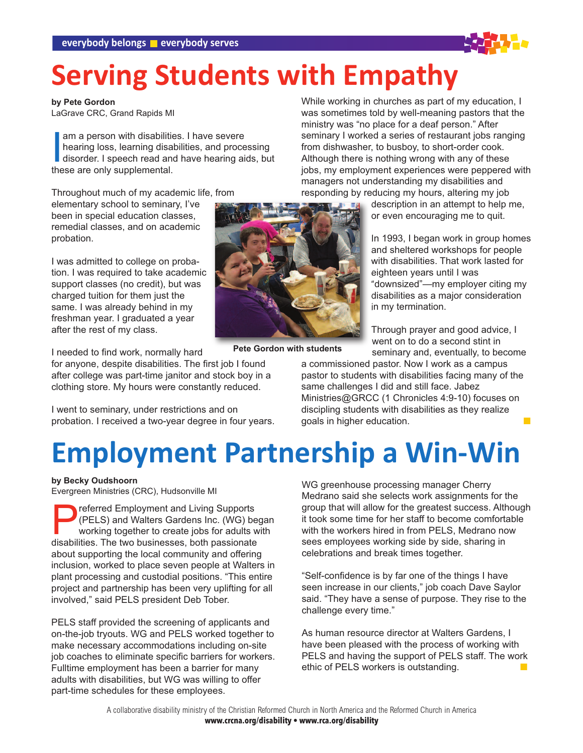# Serving Students with Empathy

**by Pete Gordon**
LaGrave CRC, Grand Rapids MI

I am a person with disabilities. I have severe hearing loss, learning disabilities, and processing disorder. I speech read and have hearing aids, but these are only supplemental.

Throughout much of my academic life, from elementary school to seminary, I've been in special education classes, remedial classes, and on academic probation.

I was admitted to college on probation. I was required to take academic support classes (no credit), but was charged tuition for them just the same. I was already behind in my freshman year. I graduated a year after the rest of my class.

I needed to find work, normally hard for anyone, despite disabilities. The first job I found after college was part-time janitor and stock boy in a clothing store. My hours were constantly reduced.

I went to seminary, under restrictions and on probation. I received a two-year degree in four years.

While working in churches as part of my education, I was sometimes told by well-meaning pastors that the ministry was "no place for a deaf person." After seminary I worked a series of restaurant jobs ranging from dishwasher, to busboy, to short-order cook. Although there is nothing wrong with any of these jobs, my employment experiences were peppered with managers not understanding my disabilities and responding by reducing my hours, altering my job description in an attempt to help me, or even encouraging me to quit.

Pete Gordon with students

In 1993, I began work in group homes and sheltered workshops for people with disabilities. That work lasted for eighteen years until I was "downsized"—my employer citing my disabilities as a major consideration in my termination.

Through prayer and good advice, I went on to do a second stint in seminary and, eventually, to become a commissioned pastor. Now I work as a campus pastor to students with disabilities facing many of the same challenges I did and still face. Jabez Ministries@GRCC (1 Chronicles 4:9-10) focuses on discipling students with disabilities as they realize goals in higher education.

# Employment Partnership a Win-Win

**by Becky Oudshoorn**
Evergreen Ministries (CRC), Hudsonville MI

Preferred Employment and Living Supports (PELS) and Walters Gardens Inc. (WG) began working together to create jobs for adults with disabilities. The two businesses, both passionate about supporting the local community and offering inclusion, worked to place seven people at Walters in plant processing and custodial positions. "This entire project and partnership has been very uplifting for all involved," said PELS president Deb Tober.

PELS staff provided the screening of applicants and on-the-job tryouts. WG and PELS worked together to make necessary accommodations including on-site job coaches to eliminate specific barriers for workers. Fulltime employment has been a barrier for many adults with disabilities, but WG was willing to offer part-time schedules for these employees.

WG greenhouse processing manager Cherry Medrano said she selects work assignments for the group that will allow for the greatest success. Although it took some time for her staff to become comfortable with the workers hired in from PELS, Medrano now sees employees working side by side, sharing in celebrations and break times together.

"Self-confidence is by far one of the things I have seen increase in our clients," job coach Dave Saylor said. "They have a sense of purpose. They rise to the challenge every time."

As human resource director at Walters Gardens, I have been pleased with the process of working with PELS and having the support of PELS staff. The work ethic of PELS workers is outstanding.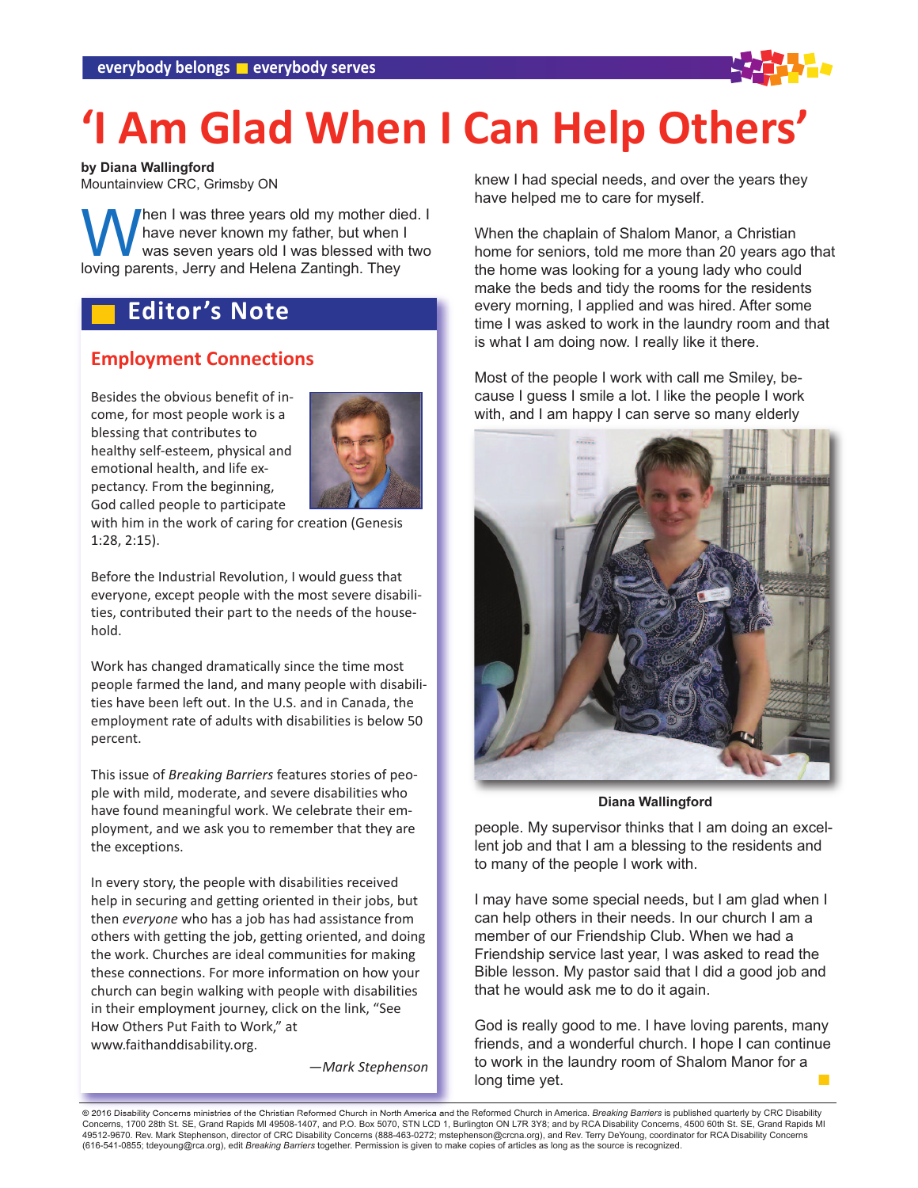# 'I Am Glad When I Can Help Others'

**by Diana Wallingford**
Mountainview CRC, Grimsby ON

When I was three years old my mother died. I have never known my father, but when I was seven years old I was blessed with two loving parents, Jerry and Helena Zantingh. They knew I had special needs, and over the years they have helped me to care for myself.

When the chaplain of Shalom Manor, a Christian home for seniors, told me more than 20 years ago that the home was looking for a young lady who could make the beds and tidy the rooms for the residents every morning, I applied and was hired. After some time I was asked to work in the laundry room and that is what I am doing now. I really like it there.

Most of the people I work with call me Smiley, because I guess I smile a lot. I like the people I work with, and I am happy I can serve so many elderly people. My supervisor thinks that I am doing an excellent job and that I am a blessing to the residents and to many of the people I work with.

**Diana Wallingford**

I may have some special needs, but I am glad when I can help others in their needs. In our church I am a member of our Friendship Club. When we had a Friendship service last year, I was asked to read the Bible lesson. My pastor said that I did a good job and that he would ask me to do it again.

God is really good to me. I have loving parents, many friends, and a wonderful church. I hope I can continue to work in the laundry room of Shalom Manor for a long time yet.

## Editor's Note

### Employment Connections

Besides the obvious benefit of income, for most people work is a blessing that contributes to healthy self-esteem, physical and emotional health, and life expectancy. From the beginning, God called people to participate with him in the work of caring for creation (Genesis 1:28, 2:15).

Before the Industrial Revolution, I would guess that everyone, except people with the most severe disabilities, contributed their part to the needs of the household.

Work has changed dramatically since the time most people farmed the land, and many people with disabilities have been left out. In the U.S. and in Canada, the employment rate of adults with disabilities is below 50 percent.

This issue of *Breaking Barriers* features stories of people with mild, moderate, and severe disabilities who have found meaningful work. We celebrate their employment, and we ask you to remember that they are the exceptions.

In every story, the people with disabilities received help in securing and getting oriented in their jobs, but then *everyone* who has a job has had assistance from others with getting the job, getting oriented, and doing the work. Churches are ideal communities for making these connections. For more information on how your church can begin walking with people with disabilities in their employment journey, click on the link, "See How Others Put Faith to Work," at www.faithanddisability.org.

*—Mark Stephenson*

© 2016 Disability Concerns ministries of the Christian Reformed Church in North America and the Reformed Church in America. *Breaking Barriers* is published quarterly by CRC Disability Concerns, 1700 28th St. SE, Grand Rapids MI 49508-1407, and P.O. Box 5070, STN LCD 1, Burlington ON L7R 3Y8; and by RCA Disability Concerns, 4500 60th St. SE, Grand Rapids MI 49512-9670. Rev. Mark Stephenson, director of CRC Disability Concerns (888-463-0272; mstephenson@crcna.org), and Rev. Terry DeYoung, coordinator for RCA Disability Concerns (616-541-0855; tdeyoung@rca.org), edit *Breaking Barriers* together. Permission is given to make copies of articles as long as the source is recognized.